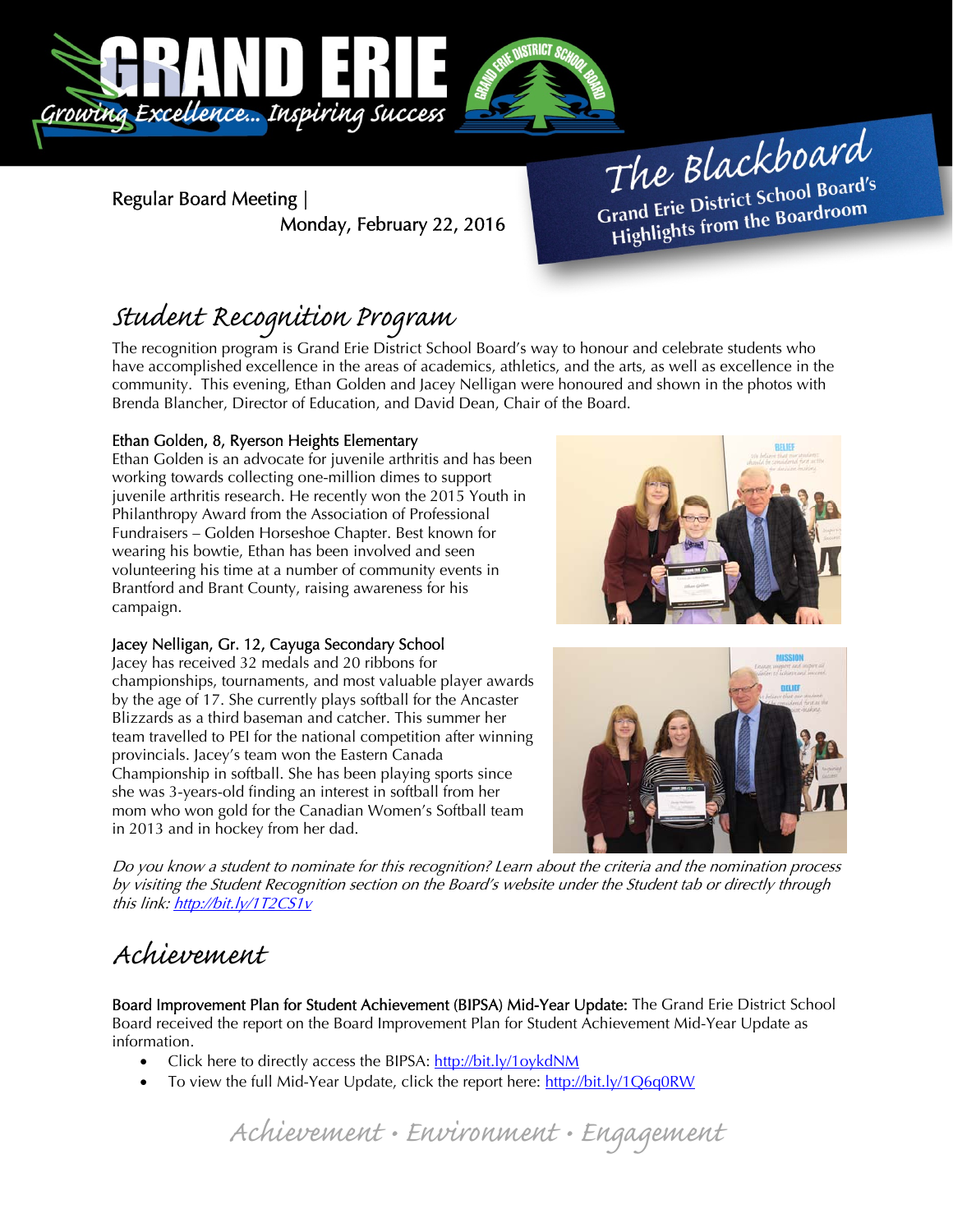# GRAND ERIE

Growing Excellence... Inspiring Success

Regular Board Meeting | Monday, February 22, 2016

**The Blackboard**
**Grand Erie District School Board's Highlights from the Boardroom**

## Student Recognition Program

The recognition program is Grand Erie District School Board's way to honour and celebrate students who have accomplished excellence in the areas of academics, athletics, and the arts, as well as excellence in the community. This evening, Ethan Golden and Jacey Nelligan were honoured and shown in the photos with Brenda Blancher, Director of Education, and David Dean, Chair of the Board.

**Ethan Golden, 8, Ryerson Heights Elementary**

Ethan Golden is an advocate for juvenile arthritis and has been working towards collecting one-million dimes to support juvenile arthritis research. He recently won the 2015 Youth in Philanthropy Award from the Association of Professional Fundraisers – Golden Horseshoe Chapter. Best known for wearing his bowtie, Ethan has been involved and seen volunteering his time at a number of community events in Brantford and Brant County, raising awareness for his campaign.

**Jacey Nelligan, Gr. 12, Cayuga Secondary School**

Jacey has received 32 medals and 20 ribbons for championships, tournaments, and most valuable player awards by the age of 17. She currently plays softball for the Ancaster Blizzards as a third baseman and catcher. This summer her team travelled to PEI for the national competition after winning provincials. Jacey's team won the Eastern Canada Championship in softball. She has been playing sports since she was 3-years-old finding an interest in softball from her mom who won gold for the Canadian Women's Softball team in 2013 and in hockey from her dad.

*Do you know a student to nominate for this recognition? Learn about the criteria and the nomination process by visiting the Student Recognition section on the Board's website under the Student tab or directly through this link: http://bit.ly/1T2CS1v*

## Achievement

**Board Improvement Plan for Student Achievement (BIPSA) Mid-Year Update:** The Grand Erie District School Board received the report on the Board Improvement Plan for Student Achievement Mid-Year Update as information.

- Click here to directly access the BIPSA: http://bit.ly/1oykdNM
- To view the full Mid-Year Update, click the report here: http://bit.ly/1Q6q0RW

Achievement • Environment • Engagement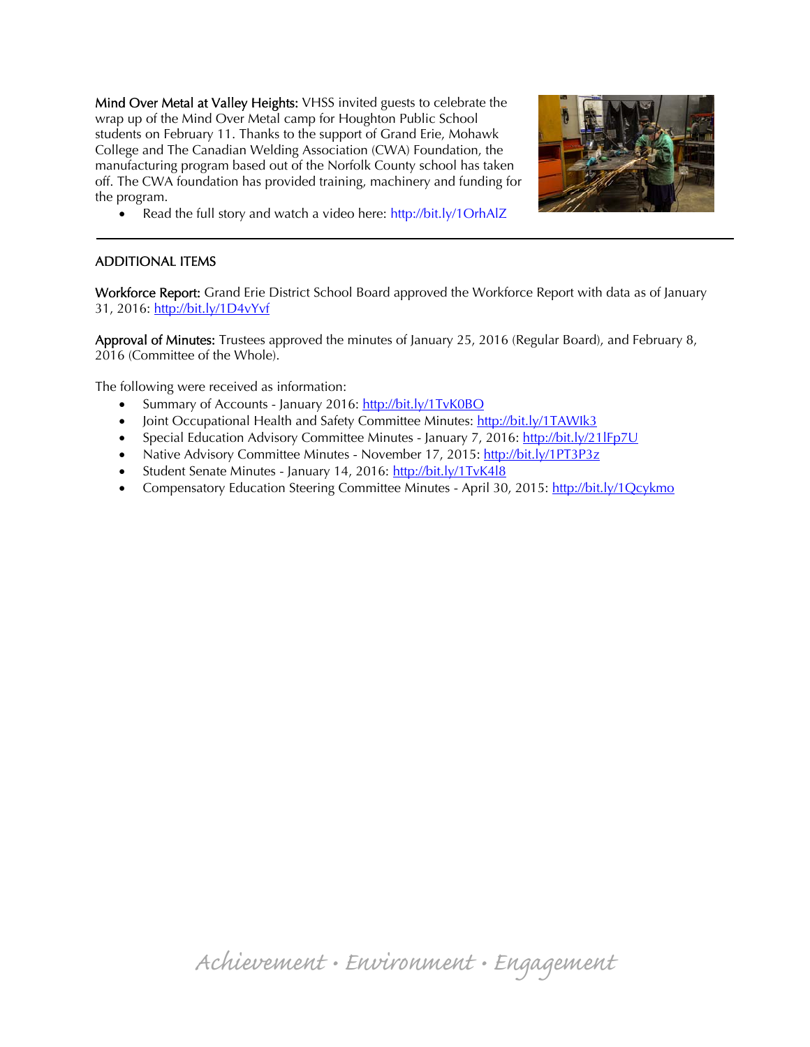**Mind Over Metal at Valley Heights:** VHSS invited guests to celebrate the wrap up of the Mind Over Metal camp for Houghton Public School students on February 11. Thanks to the support of Grand Erie, Mohawk College and The Canadian Welding Association (CWA) Foundation, the manufacturing program based out of the Norfolk County school has taken off. The CWA foundation has provided training, machinery and funding for the program.

- Read the full story and watch a video here: http://bit.ly/1OrhAlZ

---

## ADDITIONAL ITEMS

**Workforce Report:** Grand Erie District School Board approved the Workforce Report with data as of January 31, 2016: http://bit.ly/1D4vYvf

**Approval of Minutes:** Trustees approved the minutes of January 25, 2016 (Regular Board), and February 8, 2016 (Committee of the Whole).

The following were received as information:

- Summary of Accounts - January 2016: http://bit.ly/1TvK0BO
- Joint Occupational Health and Safety Committee Minutes: http://bit.ly/1TAWIk3
- Special Education Advisory Committee Minutes - January 7, 2016: http://bit.ly/21lFp7U
- Native Advisory Committee Minutes - November 17, 2015: http://bit.ly/1PT3P3z
- Student Senate Minutes - January 14, 2016: http://bit.ly/1TvK4l8
- Compensatory Education Steering Committee Minutes - April 30, 2015: http://bit.ly/1Qcykmo

*Achievement • Environment • Engagement*